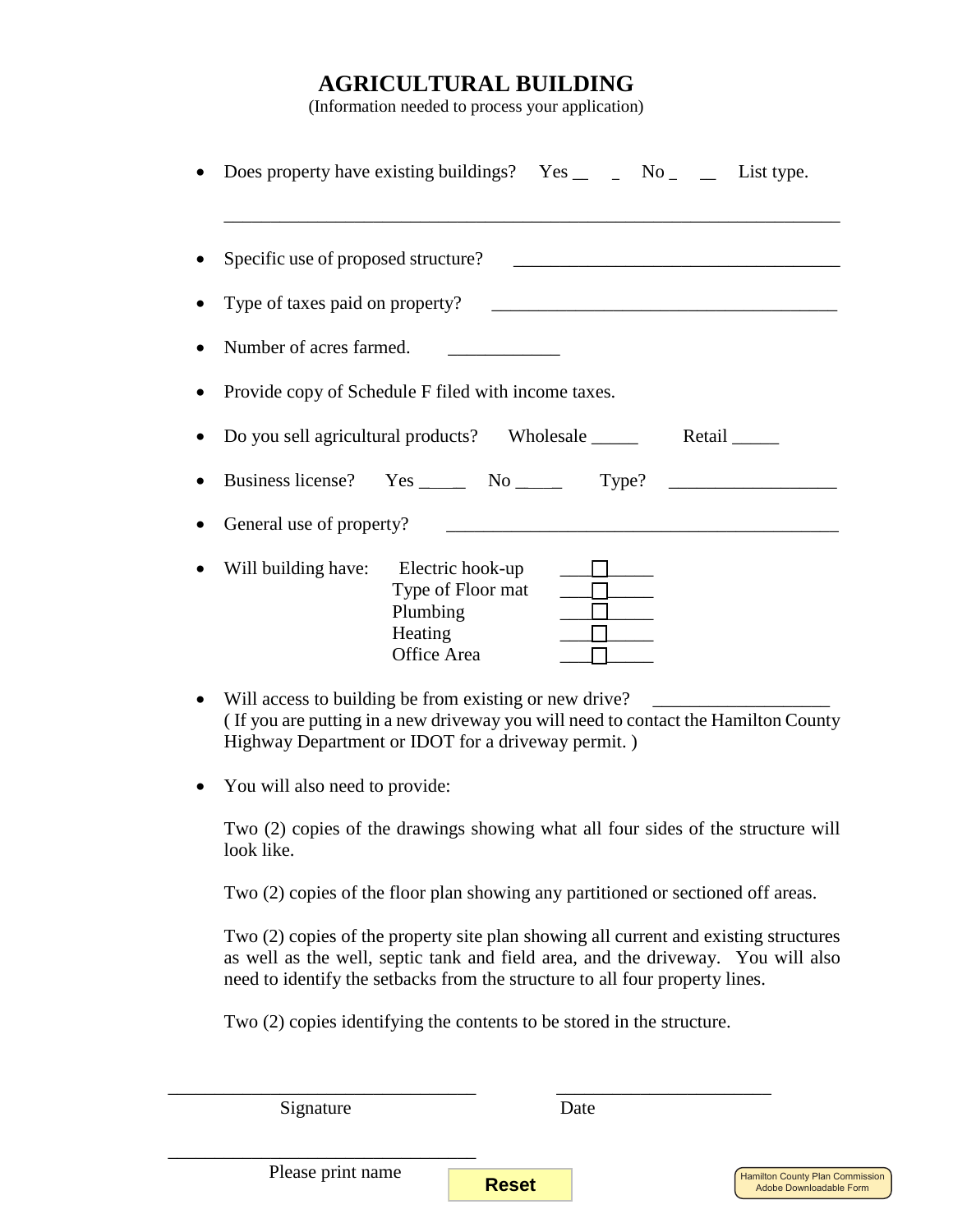# AGRICULTURAL BUILDING

(Information needed to process your application)

- Does property have existing buildings? Yes ___ No ___ List type.

  ______________________________________________________________________

- Specific use of proposed structure? ____________________________________
- Type of taxes paid on property? ______________________________________
- Number of acres farmed. ____________
- Provide copy of Schedule F filed with income taxes.
- Do you sell agricultural products? Wholesale _____ Retail _____
- Business license? Yes _____ No _____ Type? __________________
- General use of property? ____________________________________________
- Will building have:
  - Electric hook-up ☐
  - Type of Floor mat ☐
  - Plumbing ☐
  - Heating ☐
  - Office Area ☐
- Will access to building be from existing or new drive? ___________________
  ( If you are putting in a new driveway you will need to contact the Hamilton County Highway Department or IDOT for a driveway permit. )
- You will also need to provide:

  Two (2) copies of the drawings showing what all four sides of the structure will look like.

  Two (2) copies of the floor plan showing any partitioned or sectioned off areas.

  Two (2) copies of the property site plan showing all current and existing structures as well as the well, septic tank and field area, and the driveway. You will also need to identify the setbacks from the structure to all four property lines.

  Two (2) copies identifying the contents to be stored in the structure.

_________________________________ _______________________

Signature Date

_________________________________

Please print name

Reset

Hamilton County Plan Commission
Adobe Downloadable Form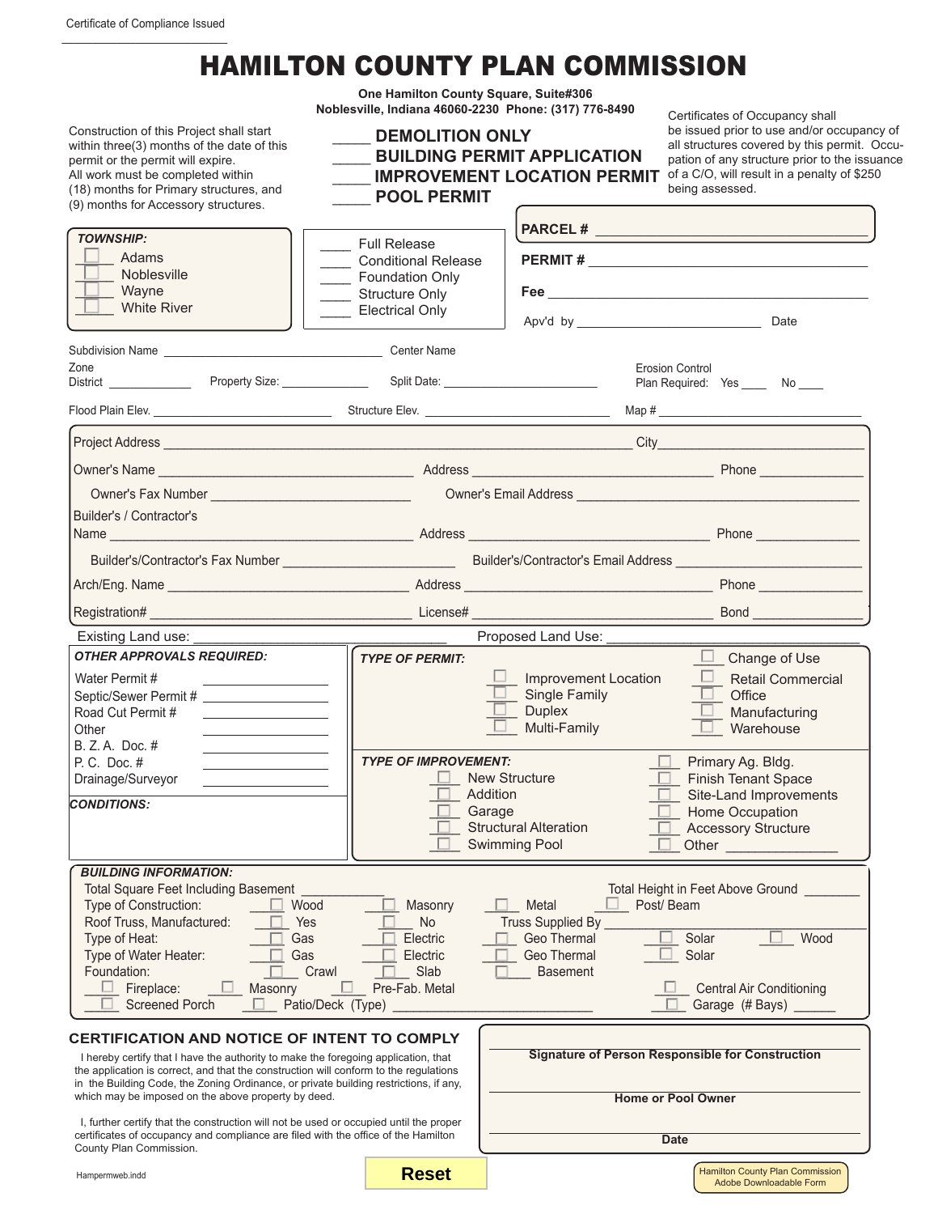Certificate of Compliance Issued

______________________

# HAMILTON COUNTY PLAN COMMISSION

**One Hamilton County Square, Suite#306**
**Noblesville, Indiana 46060-2230 Phone: (317) 776-8490**

Construction of this Project shall start within three(3) months of the date of this permit or the permit will expire.
All work must be completed within (18) months for Primary structures, and (9) months for Accessory structures.

- _____ **DEMOLITION ONLY**
- _____ **BUILDING PERMIT APPLICATION**
- _____ **IMPROVEMENT LOCATION PERMIT**
- _____ **POOL PERMIT**

Certificates of Occupancy shall be issued prior to use and/or occupancy of all structures covered by this permit. Occupation of any structure prior to the issuance of a C/O, will result in a penalty of $250 being assessed.

***TOWNSHIP:***
- ☐ Adams
- ☐ Noblesville
- ☐ Wayne
- ☐ White River

- ____ Full Release
- ____ Conditional Release
- ____ Foundation Only
- ____ Structure Only
- ____ Electrical Only

**PARCEL #** ______________________________

**PERMIT #** ______________________________

**Fee** ______________________________

Apv'd by ______________________ Date

Subdivision Name ______________________ Center Name

Zone District ____________ Property Size: ____________ Split Date: ____________

Erosion Control Plan Required: Yes ____ No ____

Flood Plain Elev. ____________ Structure Elev. ____________ Map # ____________

Project Address ______________________________ City ____________

Owner's Name ____________________ Address ____________________ Phone ____________

Owner's Fax Number ____________________ Owner's Email Address ____________________

Builder's / Contractor's Name ____________________ Address ____________________ Phone ____________

Builder's/Contractor's Fax Number ____________________ Builder's/Contractor's Email Address ____________________

Arch/Eng. Name ____________________ Address ____________________ Phone ____________

Registration# ____________________ License# ____________________ Bond ____________

Existing Land use: ____________________ Proposed Land Use: ____________________

***OTHER APPROVALS REQUIRED:***

Water Permit # ____________
Septic/Sewer Permit # ____________
Road Cut Permit # ____________
Other ____________
B. Z. A. Doc. # ____________
P. C. Doc. # ____________
Drainage/Surveyor ____________

***CONDITIONS:***

***TYPE OF PERMIT:***
- ☐ Improvement Location
- ☐ Single Family
- ☐ Duplex
- ☐ Multi-Family
- ☐ Change of Use
- ☐ Retail Commercial
- ☐ Office
- ☐ Manufacturing
- ☐ Warehouse

***TYPE OF IMPROVEMENT:***
- ☐ New Structure
- ☐ Addition
- ☐ Garage
- ☐ Structural Alteration
- ☐ Swimming Pool
- ☐ Primary Ag. Bldg.
- ☐ Finish Tenant Space
- ☐ Site-Land Improvements
- ☐ Home Occupation
- ☐ Accessory Structure
- ☐ Other ____________

***BUILDING INFORMATION:***

Total Square Feet Including Basement ____________ Total Height in Feet Above Ground ________

Type of Construction: ☐ Wood ☐ Masonry ☐ Metal ☐ Post/ Beam

Roof Truss, Manufactured: ☐ Yes ☐ No Truss Supplied By ____________

Type of Heat: ☐ Gas ☐ Electric ☐ Geo Thermal ☐ Solar ☐ Wood

Type of Water Heater: ☐ Gas ☐ Electric ☐ Geo Thermal ☐ Solar

Foundation: ☐ Crawl ☐ Slab ☐ Basement

☐ Fireplace: ☐ Masonry ☐ Pre-Fab. Metal ☐ Central Air Conditioning

☐ Screened Porch ☐ Patio/Deck (Type) ____________ ☐ Garage (# Bays) ______

## CERTIFICATION AND NOTICE OF INTENT TO COMPLY

I hereby certify that I have the authority to make the foregoing application, that the application is correct, and that the construction will conform to the regulations in the Building Code, the Zoning Ordinance, or private building restrictions, if any, which may be imposed on the above property by deed.

I, further certify that the construction will not be used or occupied until the proper certificates of occupancy and compliance are filed with the office of the Hamilton County Plan Commission.

______________________________
**Signature of Person Responsible for Construction**

______________________________
**Home or Pool Owner**

______________________________
**Date**

Hampermweb.indd

**Reset**

Hamilton County Plan Commission
Adobe Downloadable Form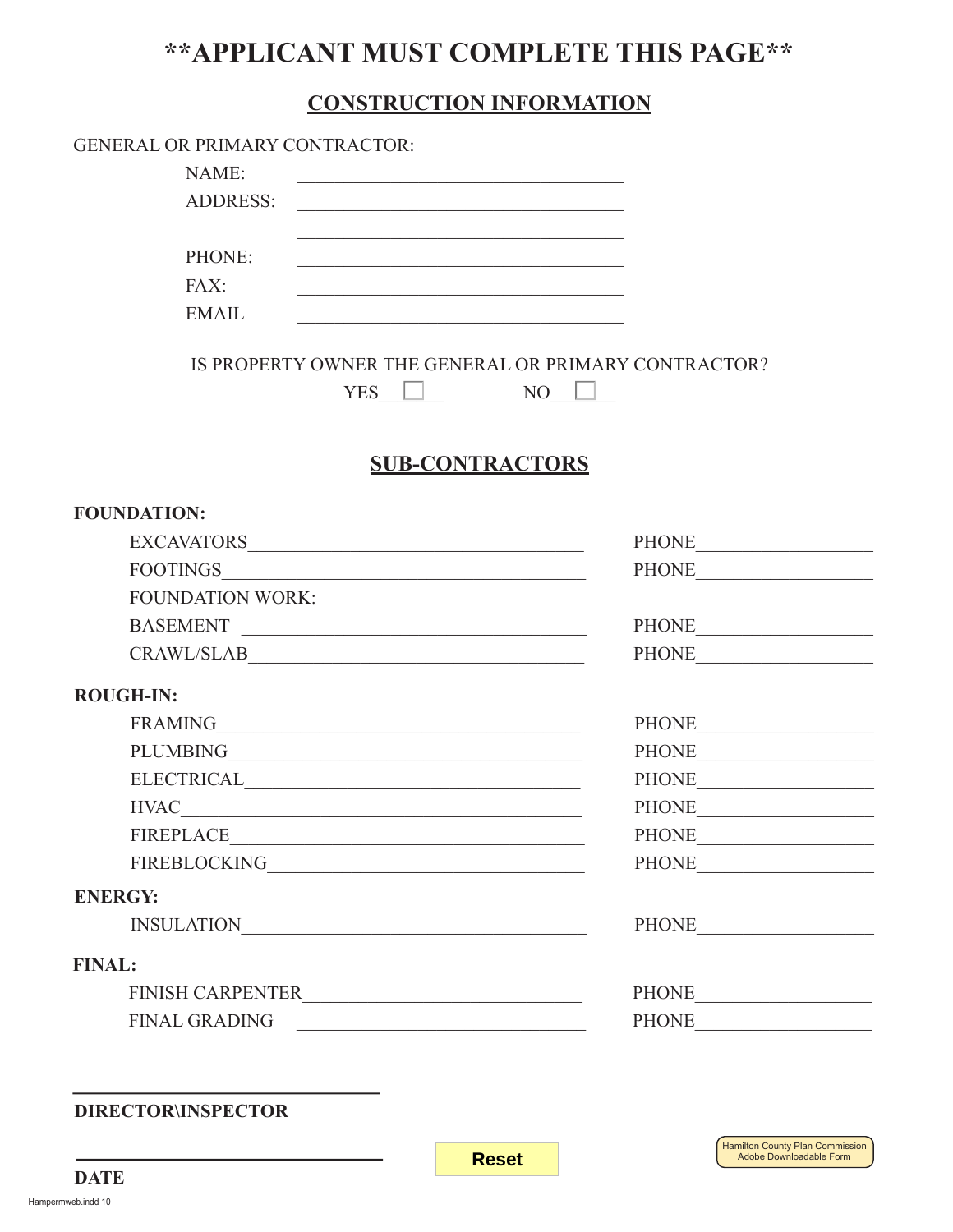# **APPLICANT MUST COMPLETE THIS PAGE**

## CONSTRUCTION INFORMATION

GENERAL OR PRIMARY CONTRACTOR:

NAME: ______________________________

ADDRESS: ______________________________

______________________________

PHONE: ______________________________

FAX: ______________________________

EMAIL ______________________________

IS PROPERTY OWNER THE GENERAL OR PRIMARY CONTRACTOR?

YES ☐ NO ☐

## SUB-CONTRACTORS

**FOUNDATION:**

EXCAVATORS ______________________________ PHONE ________________

FOOTINGS ______________________________ PHONE ________________

FOUNDATION WORK:

BASEMENT ______________________________ PHONE ________________

CRAWL/SLAB ______________________________ PHONE ________________

**ROUGH-IN:**

FRAMING ______________________________ PHONE ________________

PLUMBING ______________________________ PHONE ________________

ELECTRICAL ______________________________ PHONE ________________

HVAC ______________________________ PHONE ________________

FIREPLACE ______________________________ PHONE ________________

FIREBLOCKING ______________________________ PHONE ________________

**ENERGY:**

INSULATION ______________________________ PHONE ________________

**FINAL:**

FINISH CARPENTER ______________________________ PHONE ________________

FINAL GRADING ______________________________ PHONE ________________

______________________________

**DIRECTOR\INSPECTOR**

______________________________

**DATE**

Reset

Hamilton County Plan Commission Adobe Downloadable Form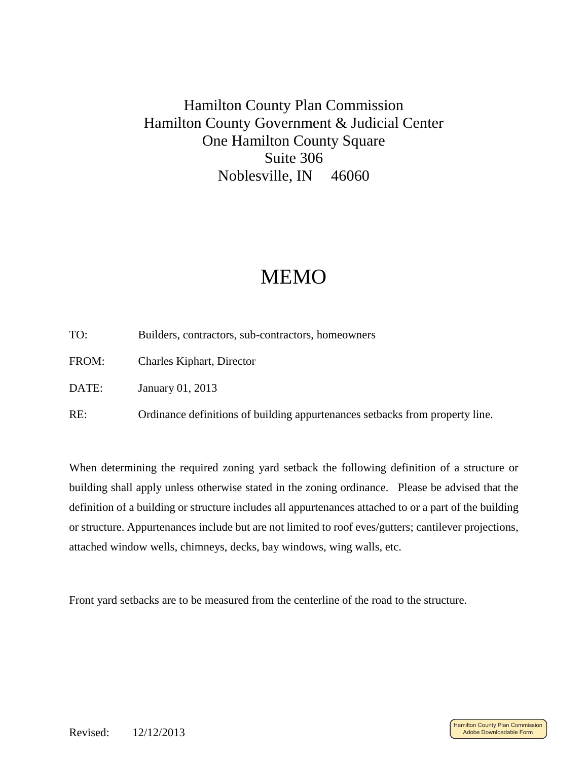Hamilton County Plan Commission
Hamilton County Government & Judicial Center
One Hamilton County Square
Suite 306
Noblesville, IN 46060

# MEMO

TO: Builders, contractors, sub-contractors, homeowners

FROM: Charles Kiphart, Director

DATE: January 01, 2013

RE: Ordinance definitions of building appurtenances setbacks from property line.

When determining the required zoning yard setback the following definition of a structure or building shall apply unless otherwise stated in the zoning ordinance. Please be advised that the definition of a building or structure includes all appurtenances attached to or a part of the building or structure. Appurtenances include but are not limited to roof eves/gutters; cantilever projections, attached window wells, chimneys, decks, bay windows, wing walls, etc.

Front yard setbacks are to be measured from the centerline of the road to the structure.

Revised: 12/12/2013

Hamilton County Plan Commission
Adobe Downloadable Form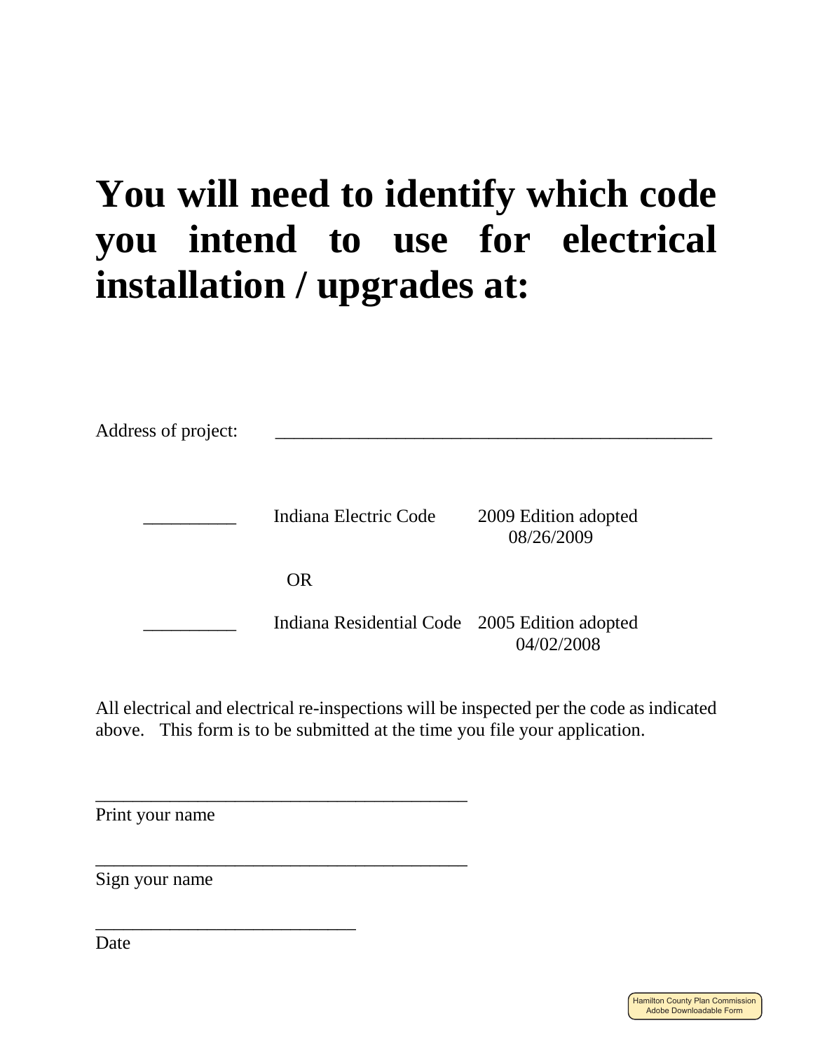# You will need to identify which code you intend to use for electrical installation / upgrades at:

Address of project: ________________________________________________

__________ Indiana Electric Code 2009 Edition adopted 08/26/2009

OR

__________ Indiana Residential Code 2005 Edition adopted 04/02/2008

All electrical and electrical re-inspections will be inspected per the code as indicated above. This form is to be submitted at the time you file your application.

________________________________________
Print your name

________________________________________
Sign your name

____________________________
Date

Hamilton County Plan Commission
Adobe Downloadable Form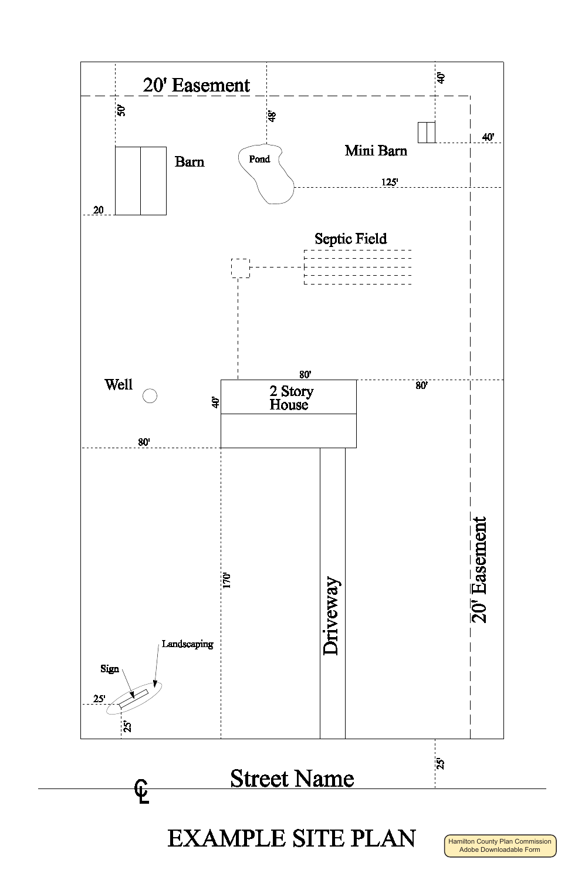20' Easement

50'

48'

40'

Mini Barn

40'

Barn

Pond

125'

20

Septic Field

80'

Well

2 Story House

80'

40'

80'

170'

Driveway

20' Easement

Landscaping

Sign

25'

25'

25'

Street Name

CL

# EXAMPLE SITE PLAN

Hamilton County Plan Commission
Adobe Downloadable Form